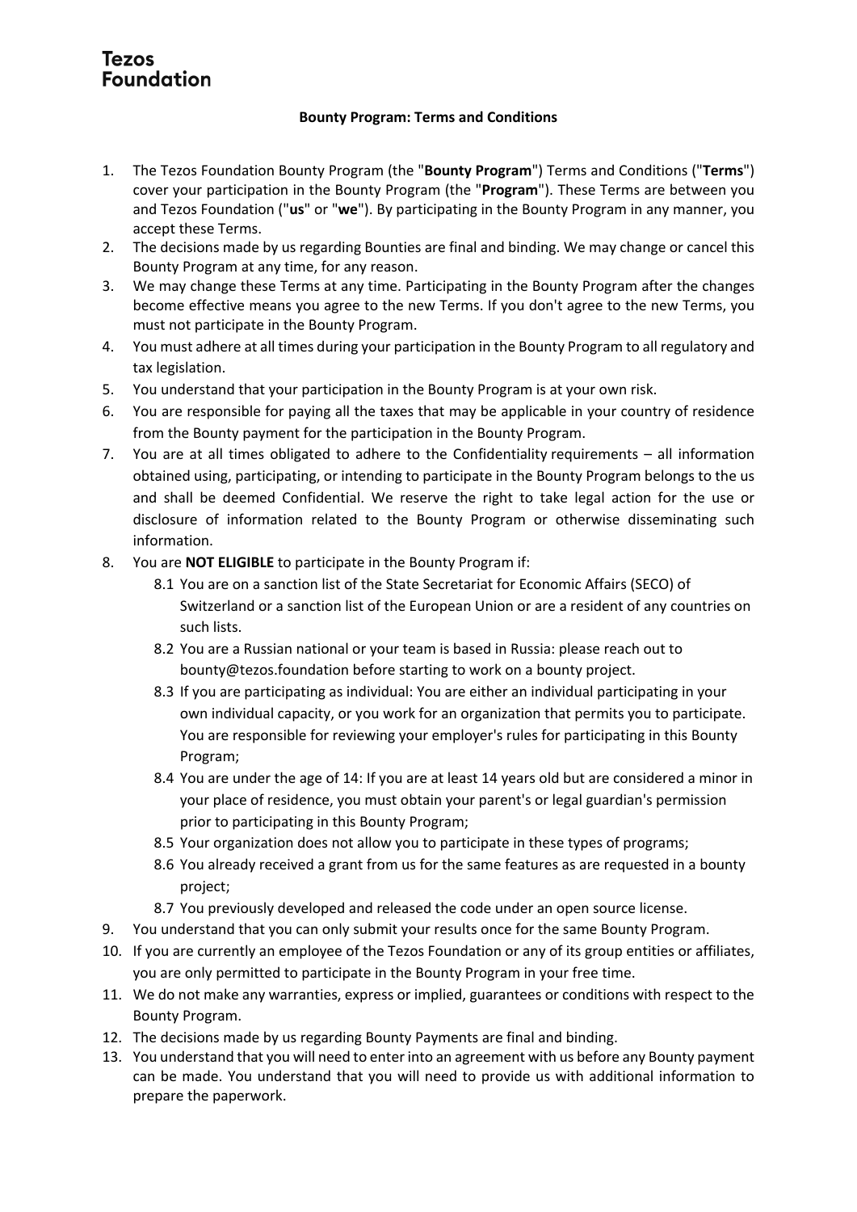**Tezos Foundation**

**Bounty Program: Terms and Conditions**

1. The Tezos Foundation Bounty Program (the "**Bounty Program**") Terms and Conditions ("**Terms**") cover your participation in the Bounty Program (the "**Program**"). These Terms are between you and Tezos Foundation ("**us**" or "**we**"). By participating in the Bounty Program in any manner, you accept these Terms.
2. The decisions made by us regarding Bounties are final and binding. We may change or cancel this Bounty Program at any time, for any reason.
3. We may change these Terms at any time. Participating in the Bounty Program after the changes become effective means you agree to the new Terms. If you don't agree to the new Terms, you must not participate in the Bounty Program.
4. You must adhere at all times during your participation in the Bounty Program to all regulatory and tax legislation.
5. You understand that your participation in the Bounty Program is at your own risk.
6. You are responsible for paying all the taxes that may be applicable in your country of residence from the Bounty payment for the participation in the Bounty Program.
7. You are at all times obligated to adhere to the Confidentiality requirements – all information obtained using, participating, or intending to participate in the Bounty Program belongs to the us and shall be deemed Confidential. We reserve the right to take legal action for the use or disclosure of information related to the Bounty Program or otherwise disseminating such information.
8. You are **NOT ELIGIBLE** to participate in the Bounty Program if:
   - 8.1 You are on a sanction list of the State Secretariat for Economic Affairs (SECO) of Switzerland or a sanction list of the European Union or are a resident of any countries on such lists.
   - 8.2 You are a Russian national or your team is based in Russia: please reach out to bounty@tezos.foundation before starting to work on a bounty project.
   - 8.3 If you are participating as individual: You are either an individual participating in your own individual capacity, or you work for an organization that permits you to participate. You are responsible for reviewing your employer's rules for participating in this Bounty Program;
   - 8.4 You are under the age of 14: If you are at least 14 years old but are considered a minor in your place of residence, you must obtain your parent's or legal guardian's permission prior to participating in this Bounty Program;
   - 8.5 Your organization does not allow you to participate in these types of programs;
   - 8.6 You already received a grant from us for the same features as are requested in a bounty project;
   - 8.7 You previously developed and released the code under an open source license.
9. You understand that you can only submit your results once for the same Bounty Program.
10. If you are currently an employee of the Tezos Foundation or any of its group entities or affiliates, you are only permitted to participate in the Bounty Program in your free time.
11. We do not make any warranties, express or implied, guarantees or conditions with respect to the Bounty Program.
12. The decisions made by us regarding Bounty Payments are final and binding.
13. You understand that you will need to enter into an agreement with us before any Bounty payment can be made. You understand that you will need to provide us with additional information to prepare the paperwork.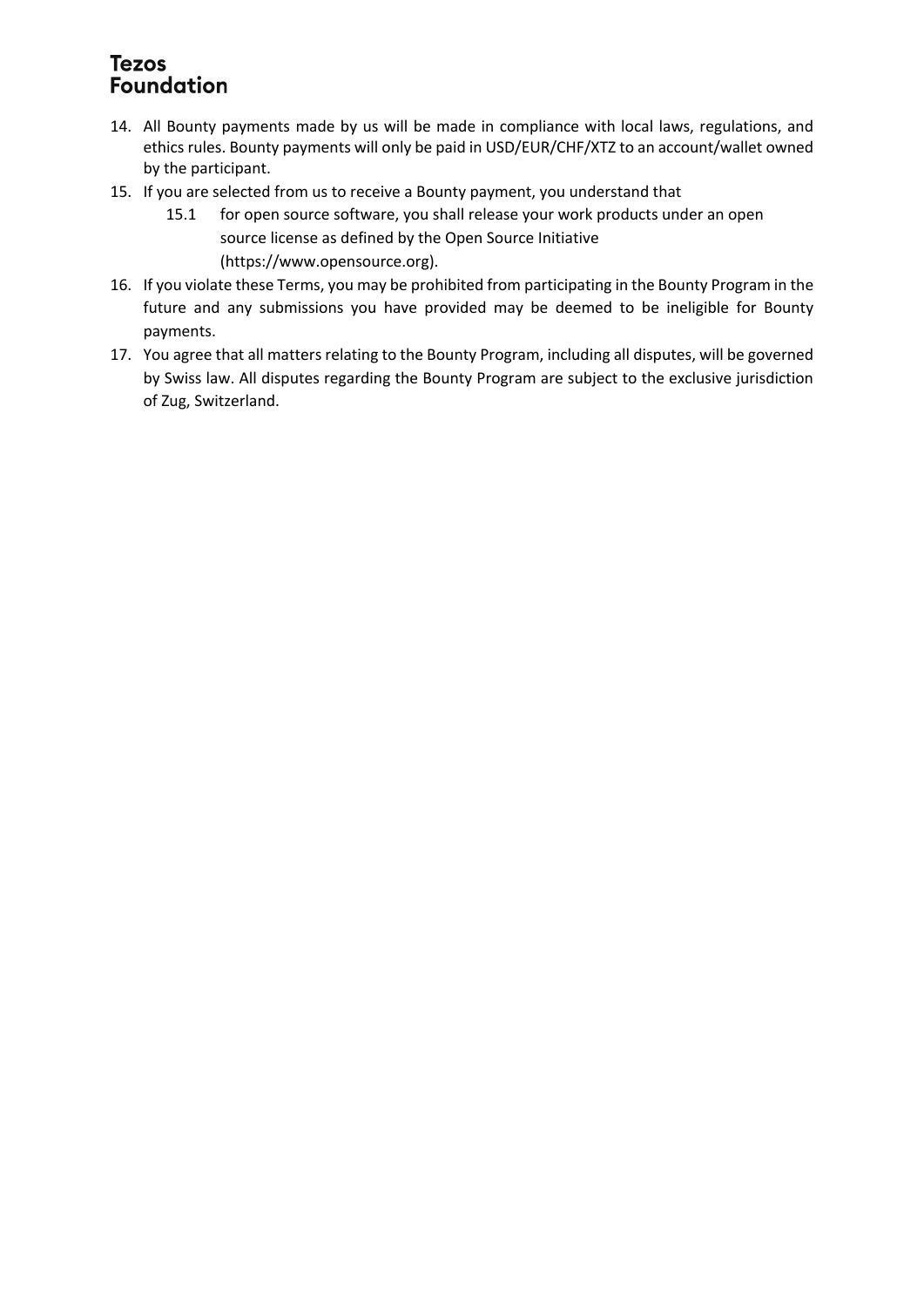14. All Bounty payments made by us will be made in compliance with local laws, regulations, and ethics rules. Bounty payments will only be paid in USD/EUR/CHF/XTZ to an account/wallet owned by the participant.
15. If you are selected from us to receive a Bounty payment, you understand that
    15.1 for open source software, you shall release your work products under an open source license as defined by the Open Source Initiative (https://www.opensource.org).
16. If you violate these Terms, you may be prohibited from participating in the Bounty Program in the future and any submissions you have provided may be deemed to be ineligible for Bounty payments.
17. You agree that all matters relating to the Bounty Program, including all disputes, will be governed by Swiss law. All disputes regarding the Bounty Program are subject to the exclusive jurisdiction of Zug, Switzerland.